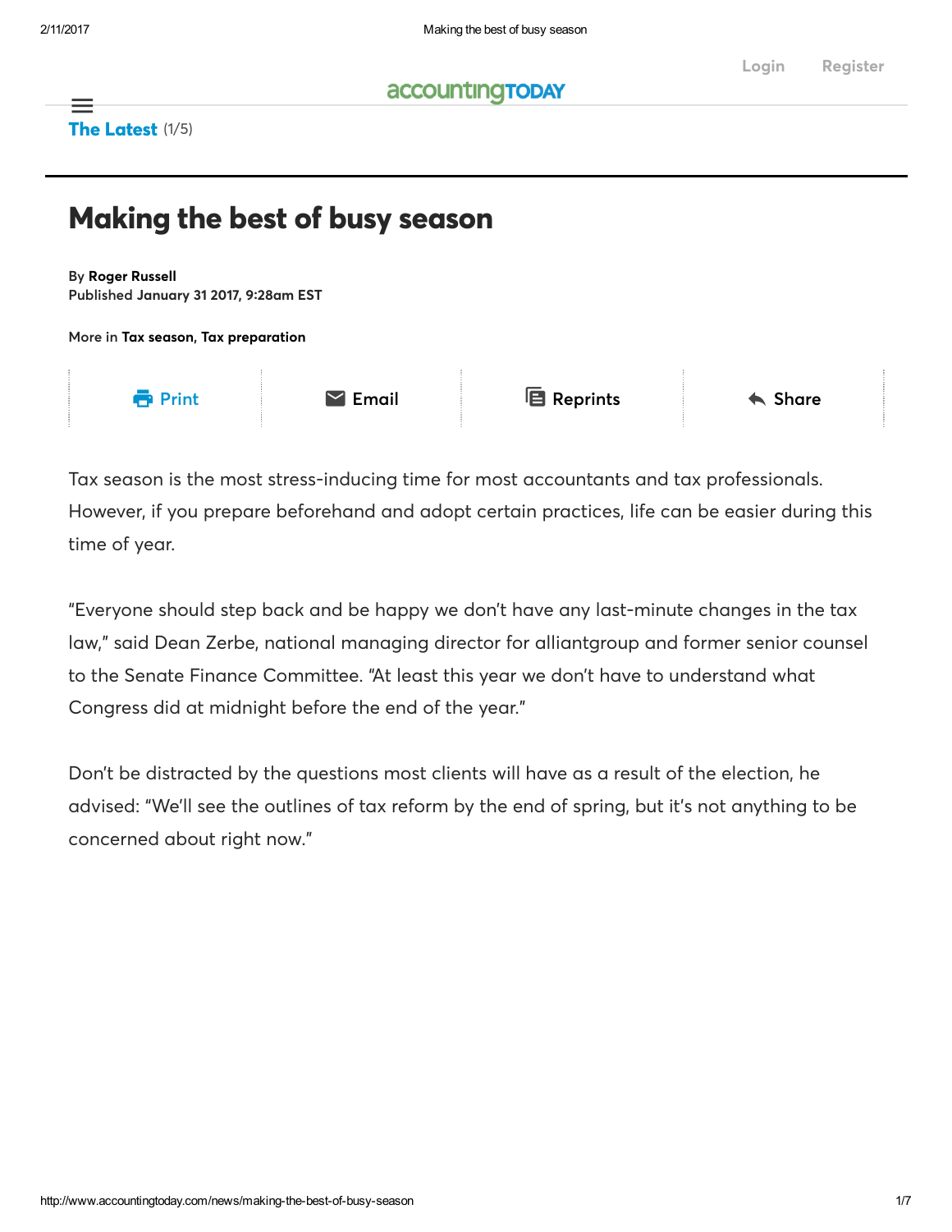# Making the best of busy season

By **Roger Russell**
Published January 31 2017, 9:28am EST

More in **Tax season**, **Tax preparation**

Tax season is the most stress-inducing time for most accountants and tax professionals. However, if you prepare beforehand and adopt certain practices, life can be easier during this time of year.

"Everyone should step back and be happy we don't have any last-minute changes in the tax law," said Dean Zerbe, national managing director for alliantgroup and former senior counsel to the Senate Finance Committee. "At least this year we don't have to understand what Congress did at midnight before the end of the year."

Don't be distracted by the questions most clients will have as a result of the election, he advised: "We'll see the outlines of tax reform by the end of spring, but it's not anything to be concerned about right now."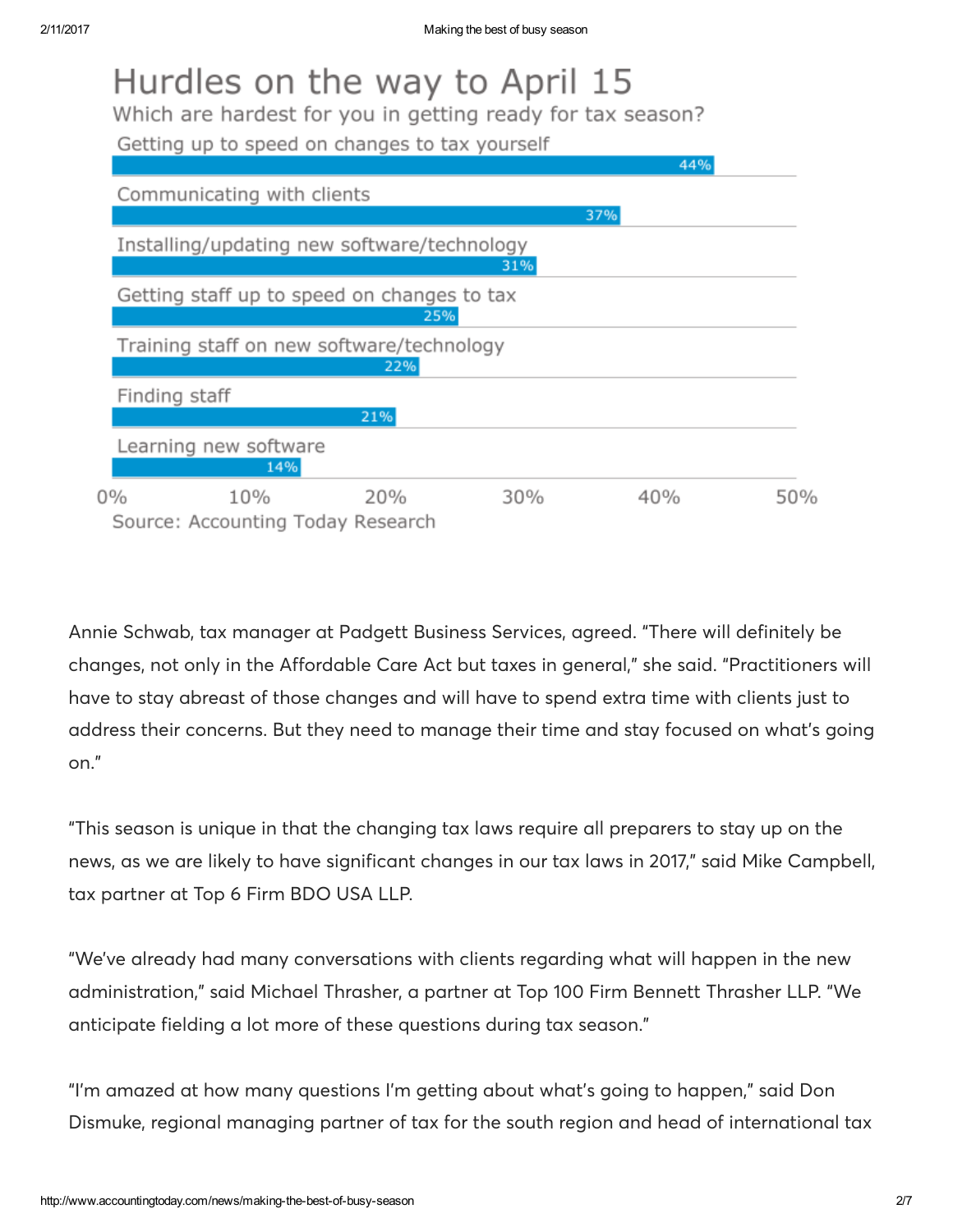## Hurdles on the way to April 15

Which are hardest for you in getting ready for tax season?

| Hurdle | Percentage |
| --- | --- |
| Getting up to speed on changes to tax yourself | 44% |
| Communicating with clients | 37% |
| Installing/updating new software/technology | 31% |
| Getting staff up to speed on changes to tax | 25% |
| Training staff on new software/technology | 22% |
| Finding staff | 21% |
| Learning new software | 14% |

Source: Accounting Today Research

Annie Schwab, tax manager at Padgett Business Services, agreed. "There will definitely be changes, not only in the Affordable Care Act but taxes in general," she said. "Practitioners will have to stay abreast of those changes and will have to spend extra time with clients just to address their concerns. But they need to manage their time and stay focused on what's going on."

"This season is unique in that the changing tax laws require all preparers to stay up on the news, as we are likely to have significant changes in our tax laws in 2017," said Mike Campbell, tax partner at Top 6 Firm BDO USA LLP.

"We've already had many conversations with clients regarding what will happen in the new administration," said Michael Thrasher, a partner at Top 100 Firm Bennett Thrasher LLP. "We anticipate fielding a lot more of these questions during tax season."

"I'm amazed at how many questions I'm getting about what's going to happen," said Don Dismuke, regional managing partner of tax for the south region and head of international tax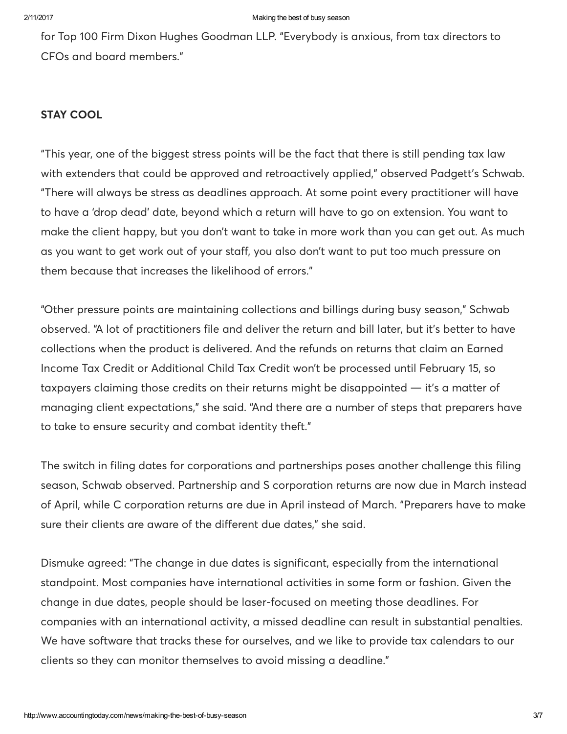for Top 100 Firm Dixon Hughes Goodman LLP. "Everybody is anxious, from tax directors to CFOs and board members."

## STAY COOL

"This year, one of the biggest stress points will be the fact that there is still pending tax law with extenders that could be approved and retroactively applied," observed Padgett's Schwab. "There will always be stress as deadlines approach. At some point every practitioner will have to have a 'drop dead' date, beyond which a return will have to go on extension. You want to make the client happy, but you don't want to take in more work than you can get out. As much as you want to get work out of your staff, you also don't want to put too much pressure on them because that increases the likelihood of errors."

"Other pressure points are maintaining collections and billings during busy season," Schwab observed. "A lot of practitioners file and deliver the return and bill later, but it's better to have collections when the product is delivered. And the refunds on returns that claim an Earned Income Tax Credit or Additional Child Tax Credit won't be processed until February 15, so taxpayers claiming those credits on their returns might be disappointed — it's a matter of managing client expectations," she said. "And there are a number of steps that preparers have to take to ensure security and combat identity theft."

The switch in filing dates for corporations and partnerships poses another challenge this filing season, Schwab observed. Partnership and S corporation returns are now due in March instead of April, while C corporation returns are due in April instead of March. "Preparers have to make sure their clients are aware of the different due dates," she said.

Dismuke agreed: "The change in due dates is significant, especially from the international standpoint. Most companies have international activities in some form or fashion. Given the change in due dates, people should be laser-focused on meeting those deadlines. For companies with an international activity, a missed deadline can result in substantial penalties. We have software that tracks these for ourselves, and we like to provide tax calendars to our clients so they can monitor themselves to avoid missing a deadline."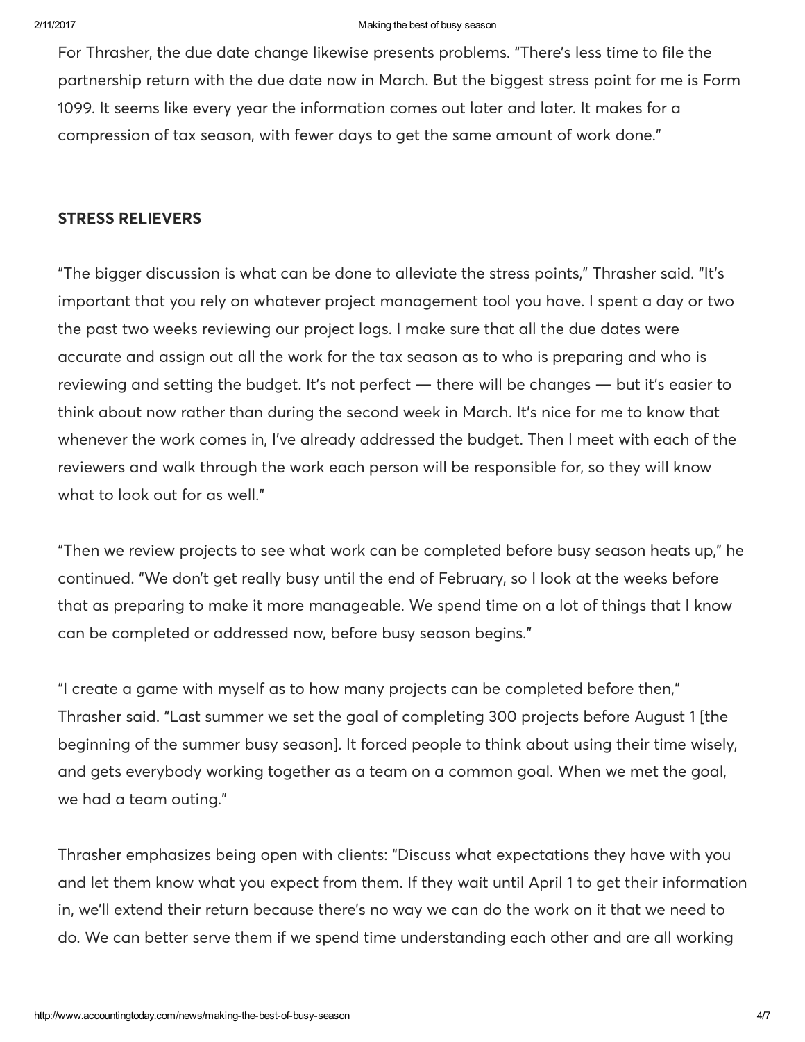For Thrasher, the due date change likewise presents problems. "There's less time to file the partnership return with the due date now in March. But the biggest stress point for me is Form 1099. It seems like every year the information comes out later and later. It makes for a compression of tax season, with fewer days to get the same amount of work done."

**STRESS RELIEVERS**

"The bigger discussion is what can be done to alleviate the stress points," Thrasher said. "It's important that you rely on whatever project management tool you have. I spent a day or two the past two weeks reviewing our project logs. I make sure that all the due dates were accurate and assign out all the work for the tax season as to who is preparing and who is reviewing and setting the budget. It's not perfect — there will be changes — but it's easier to think about now rather than during the second week in March. It's nice for me to know that whenever the work comes in, I've already addressed the budget. Then I meet with each of the reviewers and walk through the work each person will be responsible for, so they will know what to look out for as well."

"Then we review projects to see what work can be completed before busy season heats up," he continued. "We don't get really busy until the end of February, so I look at the weeks before that as preparing to make it more manageable. We spend time on a lot of things that I know can be completed or addressed now, before busy season begins."

"I create a game with myself as to how many projects can be completed before then," Thrasher said. "Last summer we set the goal of completing 300 projects before August 1 [the beginning of the summer busy season]. It forced people to think about using their time wisely, and gets everybody working together as a team on a common goal. When we met the goal, we had a team outing."

Thrasher emphasizes being open with clients: "Discuss what expectations they have with you and let them know what you expect from them. If they wait until April 1 to get their information in, we'll extend their return because there's no way we can do the work on it that we need to do. We can better serve them if we spend time understanding each other and are all working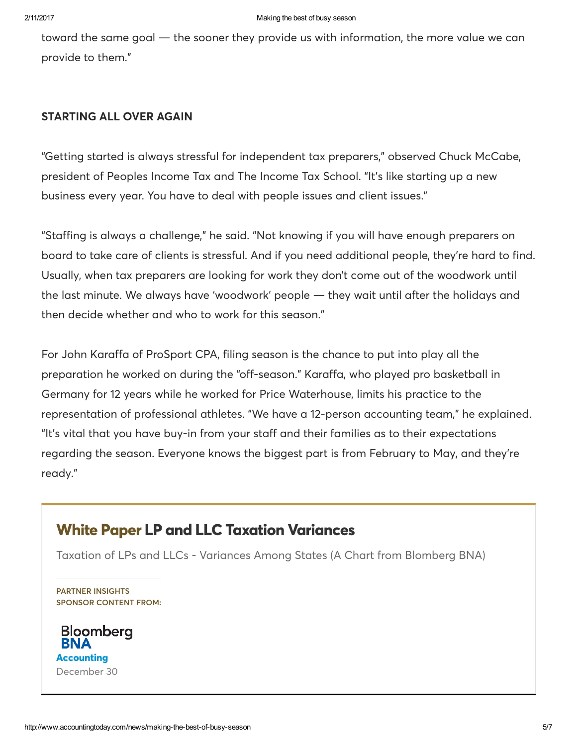toward the same goal — the sooner they provide us with information, the more value we can provide to them."

### STARTING ALL OVER AGAIN

"Getting started is always stressful for independent tax preparers," observed Chuck McCabe, president of Peoples Income Tax and The Income Tax School. "It's like starting up a new business every year. You have to deal with people issues and client issues."

"Staffing is always a challenge," he said. "Not knowing if you will have enough preparers on board to take care of clients is stressful. And if you need additional people, they're hard to find. Usually, when tax preparers are looking for work they don't come out of the woodwork until the last minute. We always have 'woodwork' people — they wait until after the holidays and then decide whether and who to work for this season."

For John Karaffa of ProSport CPA, filing season is the chance to put into play all the preparation he worked on during the "off-season." Karaffa, who played pro basketball in Germany for 12 years while he worked for Price Waterhouse, limits his practice to the representation of professional athletes. "We have a 12-person accounting team," he explained. "It's vital that you have buy-in from your staff and their families as to their expectations regarding the season. Everyone knows the biggest part is from February to May, and they're ready."

**White Paper LP and LLC Taxation Variances**

Taxation of LPs and LLCs - Variances Among States (A Chart from Blomberg BNA)

PARTNER INSIGHTS
SPONSOR CONTENT FROM:

Bloomberg BNA Accounting

December 30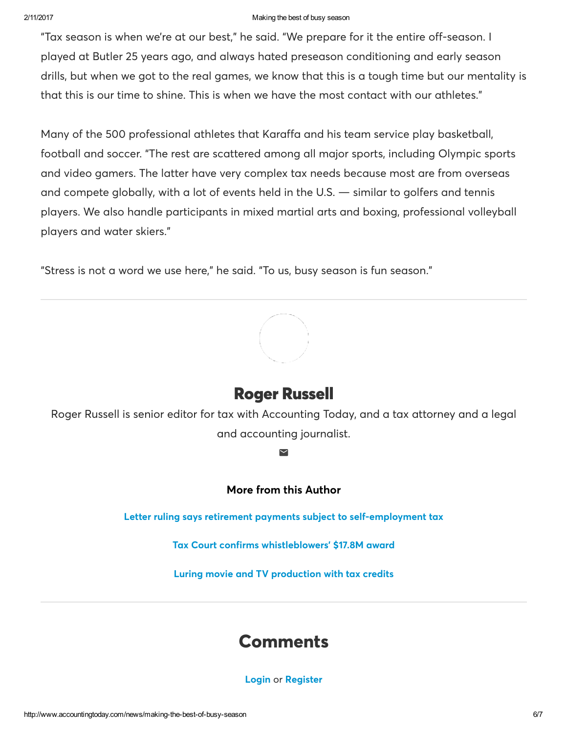"Tax season is when we're at our best," he said. "We prepare for it the entire off-season. I played at Butler 25 years ago, and always hated preseason conditioning and early season drills, but when we got to the real games, we know that this is a tough time but our mentality is that this is our time to shine. This is when we have the most contact with our athletes."

Many of the 500 professional athletes that Karaffa and his team service play basketball, football and soccer. "The rest are scattered among all major sports, including Olympic sports and video gamers. The latter have very complex tax needs because most are from overseas and compete globally, with a lot of events held in the U.S. — similar to golfers and tennis players. We also handle participants in mixed martial arts and boxing, professional volleyball players and water skiers."

"Stress is not a word we use here," he said. "To us, busy season is fun season."

---

## Roger Russell

Roger Russell is senior editor for tax with Accounting Today, and a tax attorney and a legal and accounting journalist.

### More from this Author

Letter ruling says retirement payments subject to self-employment tax

Tax Court confirms whistleblowers' $17.8M award

Luring movie and TV production with tax credits

---

# Comments

Login or Register